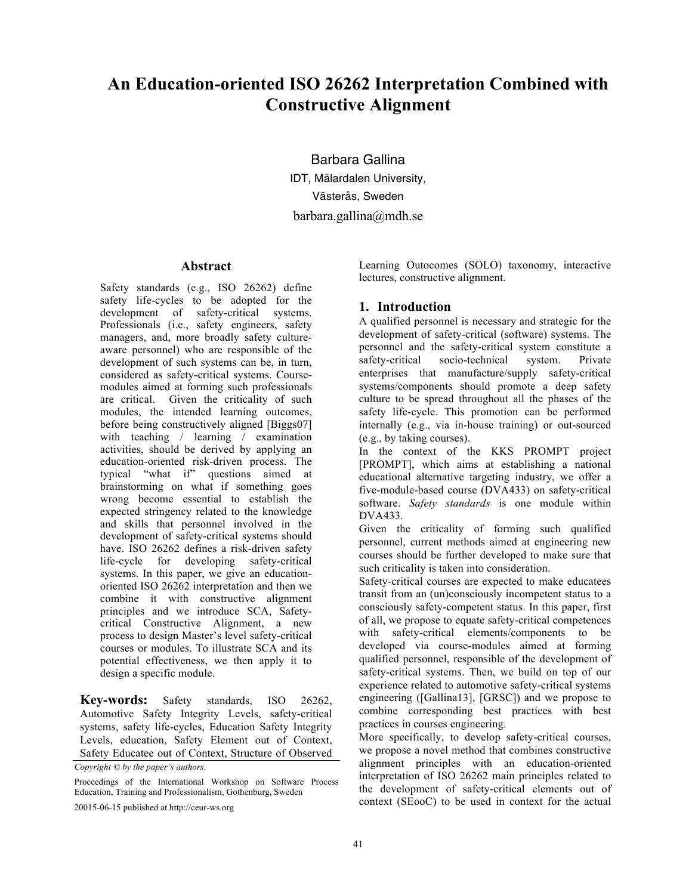# An Education-oriented ISO 26262 Interpretation Combined with Constructive Alignment

Barbara Gallina
IDT, Mälardalen University,
Västerås, Sweden
barbara.gallina@mdh.se

## Abstract

Safety standards (e.g., ISO 26262) define safety life-cycles to be adopted for the development of safety-critical systems. Professionals (i.e., safety engineers, safety managers, and, more broadly safety culture-aware personnel) who are responsible of the development of such systems can be, in turn, considered as safety-critical systems. Course-modules aimed at forming such professionals are critical. Given the criticality of such modules, the intended learning outcomes, before being constructively aligned [Biggs07] with teaching / learning / examination activities, should be derived by applying an education-oriented risk-driven process. The typical "what if" questions aimed at brainstorming on what if something goes wrong become essential to establish the expected stringency related to the knowledge and skills that personnel involved in the development of safety-critical systems should have. ISO 26262 defines a risk-driven safety life-cycle for developing safety-critical systems. In this paper, we give an education-oriented ISO 26262 interpretation and then we combine it with constructive alignment principles and we introduce SCA, Safety-critical Constructive Alignment, a new process to design Master's level safety-critical courses or modules. To illustrate SCA and its potential effectiveness, we then apply it to design a specific module.

**Key-words:** Safety standards, ISO 26262, Automotive Safety Integrity Levels, safety-critical systems, safety life-cycles, Education Safety Integrity Levels, education, Safety Element out of Context, Safety Educatee out of Context, Structure of Observed Learning Outocomes (SOLO) taxonomy, interactive lectures, constructive alignment.

*Copyright © by the paper's authors.*

Proceedings of the International Workshop on Software Process Education, Training and Professionalism, Gothenburg, Sweden

20015-06-15 published at http://ceur-ws.org

## 1. Introduction

A qualified personnel is necessary and strategic for the development of safety-critical (software) systems. The personnel and the safety-critical system constitute a safety-critical socio-technical system. Private enterprises that manufacture/supply safety-critical systems/components should promote a deep safety culture to be spread throughout all the phases of the safety life-cycle. This promotion can be performed internally (e.g., via in-house training) or out-sourced (e.g., by taking courses).

In the context of the KKS PROMPT project [PROMPT], which aims at establishing a national educational alternative targeting industry, we offer a five-module-based course (DVA433) on safety-critical software. *Safety standards* is one module within DVA433.

Given the criticality of forming such qualified personnel, current methods aimed at engineering new courses should be further developed to make sure that such criticality is taken into consideration.

Safety-critical courses are expected to make educatees transit from an (un)consciously incompetent status to a consciously safety-competent status. In this paper, first of all, we propose to equate safety-critical competences with safety-critical elements/components to be developed via course-modules aimed at forming qualified personnel, responsible of the development of safety-critical systems. Then, we build on top of our experience related to automotive safety-critical systems engineering ([Gallina13], [GRSC]) and we propose to combine corresponding best practices with best practices in courses engineering.

More specifically, to develop safety-critical courses, we propose a novel method that combines constructive alignment principles with an education-oriented interpretation of ISO 26262 main principles related to the development of safety-critical elements out of context (SEooC) to be used in context for the actual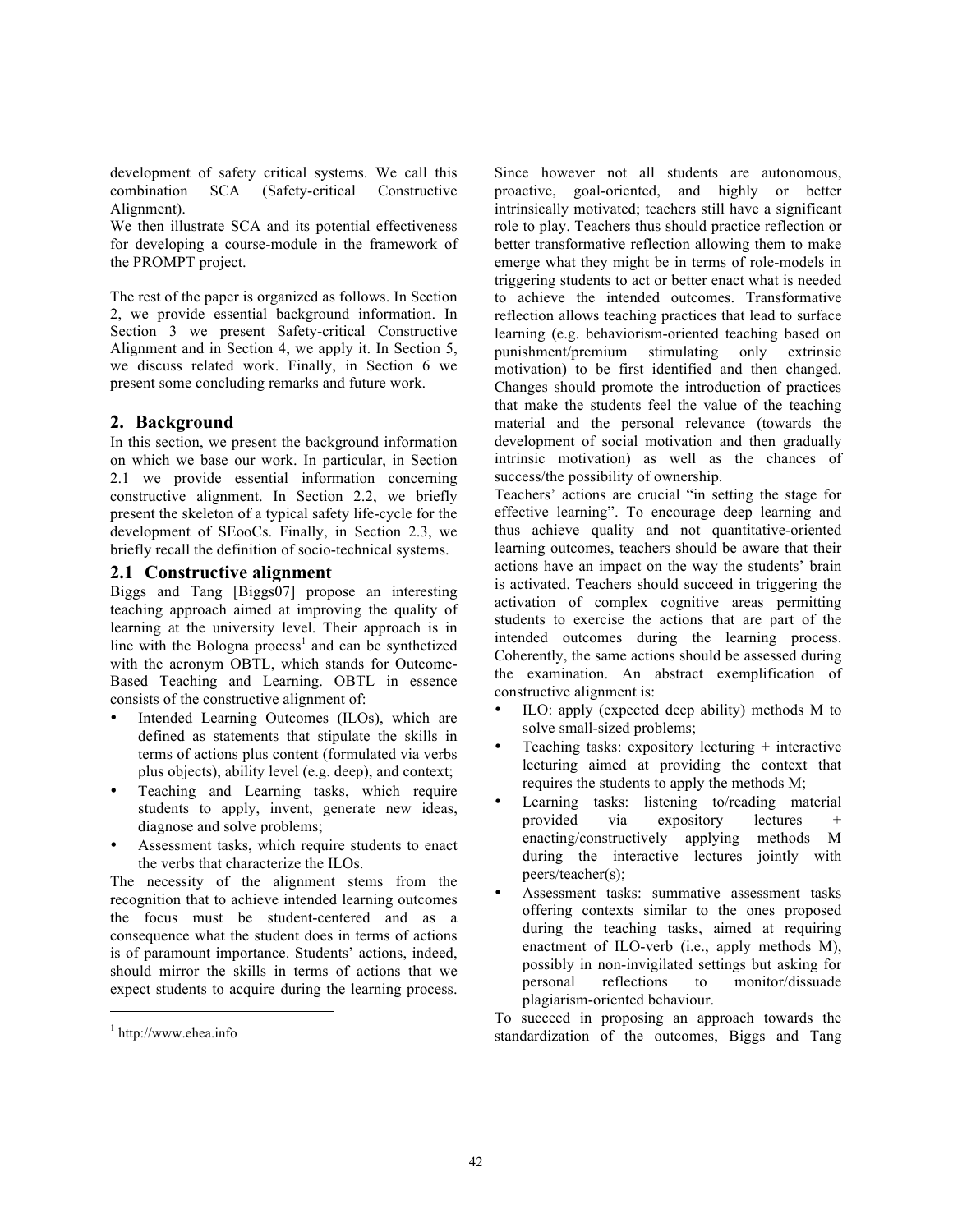development of safety critical systems. We call this combination SCA (Safety-critical Constructive Alignment).
We then illustrate SCA and its potential effectiveness for developing a course-module in the framework of the PROMPT project.

The rest of the paper is organized as follows. In Section 2, we provide essential background information. In Section 3 we present Safety-critical Constructive Alignment and in Section 4, we apply it. In Section 5, we discuss related work. Finally, in Section 6 we present some concluding remarks and future work.

## 2. Background

In this section, we present the background information on which we base our work. In particular, in Section 2.1 we provide essential information concerning constructive alignment. In Section 2.2, we briefly present the skeleton of a typical safety life-cycle for the development of SEooCs. Finally, in Section 2.3, we briefly recall the definition of socio-technical systems.

### 2.1 Constructive alignment

Biggs and Tang [Biggs07] propose an interesting teaching approach aimed at improving the quality of learning at the university level. Their approach is in line with the Bologna process[1] and can be synthetized with the acronym OBTL, which stands for Outcome-Based Teaching and Learning. OBTL in essence consists of the constructive alignment of:

- Intended Learning Outcomes (ILOs), which are defined as statements that stipulate the skills in terms of actions plus content (formulated via verbs plus objects), ability level (e.g. deep), and context;
- Teaching and Learning tasks, which require students to apply, invent, generate new ideas, diagnose and solve problems;
- Assessment tasks, which require students to enact the verbs that characterize the ILOs.

The necessity of the alignment stems from the recognition that to achieve intended learning outcomes the focus must be student-centered and as a consequence what the student does in terms of actions is of paramount importance. Students' actions, indeed, should mirror the skills in terms of actions that we expect students to acquire during the learning process. Since however not all students are autonomous, proactive, goal-oriented, and highly or better intrinsically motivated; teachers still have a significant role to play. Teachers thus should practice reflection or better transformative reflection allowing them to make emerge what they might be in terms of role-models in triggering students to act or better enact what is needed to achieve the intended outcomes. Transformative reflection allows teaching practices that lead to surface learning (e.g. behaviorism-oriented teaching based on punishment/premium stimulating only extrinsic motivation) to be first identified and then changed. Changes should promote the introduction of practices that make the students feel the value of the teaching material and the personal relevance (towards the development of social motivation and then gradually intrinsic motivation) as well as the chances of success/the possibility of ownership.

Teachers' actions are crucial "in setting the stage for effective learning". To encourage deep learning and thus achieve quality and not quantitative-oriented learning outcomes, teachers should be aware that their actions have an impact on the way the students' brain is activated. Teachers should succeed in triggering the activation of complex cognitive areas permitting students to exercise the actions that are part of the intended outcomes during the learning process. Coherently, the same actions should be assessed during the examination. An abstract exemplification of constructive alignment is:

- ILO: apply (expected deep ability) methods M to solve small-sized problems;
- Teaching tasks: expository lecturing + interactive lecturing aimed at providing the context that requires the students to apply the methods M;
- Learning tasks: listening to/reading material provided via expository lectures + enacting/constructively applying methods M during the interactive lectures jointly with peers/teacher(s);
- Assessment tasks: summative assessment tasks offering contexts similar to the ones proposed during the teaching tasks, aimed at requiring enactment of ILO-verb (i.e., apply methods M), possibly in non-invigilated settings but asking for personal reflections to monitor/dissuade plagiarism-oriented behaviour.

To succeed in proposing an approach towards the standardization of the outcomes, Biggs and Tang

[1] http://www.ehea.info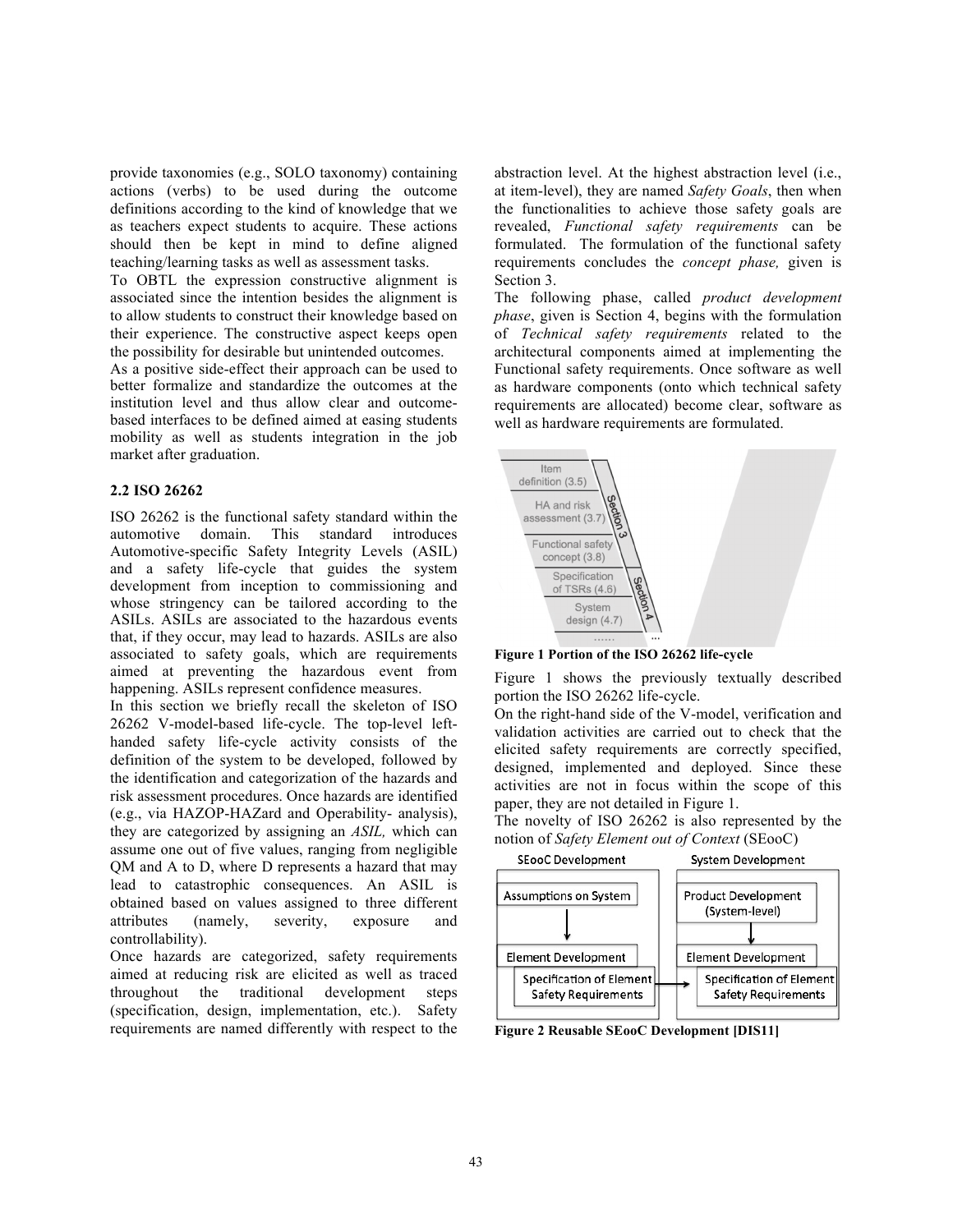provide taxonomies (e.g., SOLO taxonomy) containing actions (verbs) to be used during the outcome definitions according to the kind of knowledge that we as teachers expect students to acquire. These actions should then be kept in mind to define aligned teaching/learning tasks as well as assessment tasks.

To OBTL the expression constructive alignment is associated since the intention besides the alignment is to allow students to construct their knowledge based on their experience. The constructive aspect keeps open the possibility for desirable but unintended outcomes.

As a positive side-effect their approach can be used to better formalize and standardize the outcomes at the institution level and thus allow clear and outcome-based interfaces to be defined aimed at easing students mobility as well as students integration in the job market after graduation.

### 2.2 ISO 26262

ISO 26262 is the functional safety standard within the automotive domain. This standard introduces Automotive-specific Safety Integrity Levels (ASIL) and a safety life-cycle that guides the system development from inception to commissioning and whose stringency can be tailored according to the ASILs. ASILs are associated to the hazardous events that, if they occur, may lead to hazards. ASILs are also associated to safety goals, which are requirements aimed at preventing the hazardous event from happening. ASILs represent confidence measures.

In this section we briefly recall the skeleton of ISO 26262 V-model-based life-cycle. The top-level left-handed safety life-cycle activity consists of the definition of the system to be developed, followed by the identification and categorization of the hazards and risk assessment procedures. Once hazards are identified (e.g., via HAZOP-HAZard and Operability- analysis), they are categorized by assigning an *ASIL,* which can assume one out of five values, ranging from negligible QM and A to D, where D represents a hazard that may lead to catastrophic consequences. An ASIL is obtained based on values assigned to three different attributes (namely, severity, exposure and controllability).

Once hazards are categorized, safety requirements aimed at reducing risk are elicited as well as traced throughout the traditional development steps (specification, design, implementation, etc.). Safety requirements are named differently with respect to the abstraction level. At the highest abstraction level (i.e., at item-level), they are named *Safety Goals*, then when the functionalities to achieve those safety goals are revealed, *Functional safety requirements* can be formulated. The formulation of the functional safety requirements concludes the *concept phase,* given is Section 3.

The following phase, called *product development phase*, given is Section 4, begins with the formulation of *Technical safety requirements* related to the architectural components aimed at implementing the Functional safety requirements. Once software as well as hardware components (onto which technical safety requirements are allocated) become clear, software as well as hardware requirements are formulated.

**Figure 1 Portion of the ISO 26262 life-cycle**

Figure 1 shows the previously textually described portion the ISO 26262 life-cycle.

On the right-hand side of the V-model, verification and validation activities are carried out to check that the elicited safety requirements are correctly specified, designed, implemented and deployed. Since these activities are not in focus within the scope of this paper, they are not detailed in Figure 1.

The novelty of ISO 26262 is also represented by the notion of *Safety Element out of Context* (SEooC)

**Figure 2 Reusable SEooC Development [DIS11]**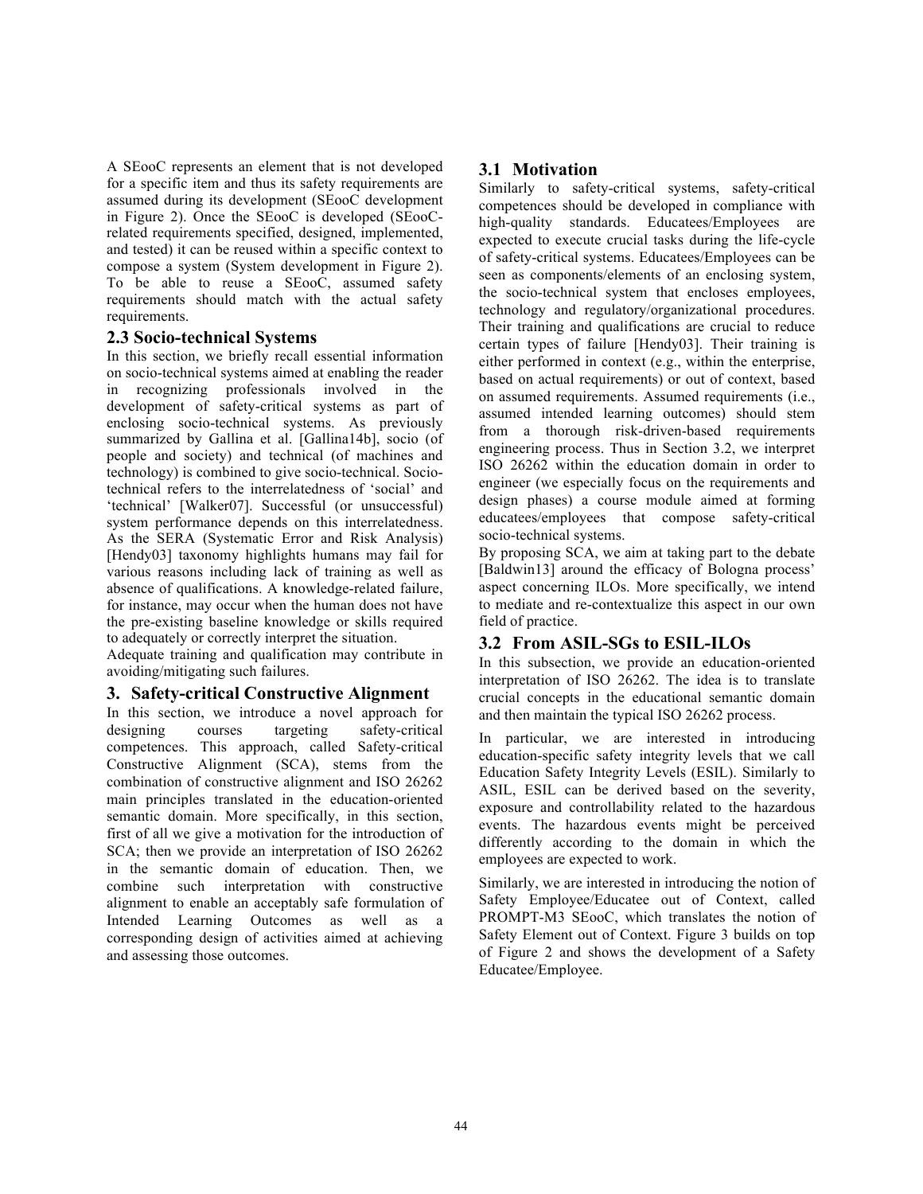A SEooC represents an element that is not developed for a specific item and thus its safety requirements are assumed during its development (SEooC development in Figure 2). Once the SEooC is developed (SEooC-related requirements specified, designed, implemented, and tested) it can be reused within a specific context to compose a system (System development in Figure 2). To be able to reuse a SEooC, assumed safety requirements should match with the actual safety requirements.

### 2.3 Socio-technical Systems

In this section, we briefly recall essential information on socio-technical systems aimed at enabling the reader in recognizing professionals involved in the development of safety-critical systems as part of enclosing socio-technical systems. As previously summarized by Gallina et al. [Gallina14b], socio (of people and society) and technical (of machines and technology) is combined to give socio-technical. Socio-technical refers to the interrelatedness of 'social' and 'technical' [Walker07]. Successful (or unsuccessful) system performance depends on this interrelatedness. As the SERA (Systematic Error and Risk Analysis) [Hendy03] taxonomy highlights humans may fail for various reasons including lack of training as well as absence of qualifications. A knowledge-related failure, for instance, may occur when the human does not have the pre-existing baseline knowledge or skills required to adequately or correctly interpret the situation.

Adequate training and qualification may contribute in avoiding/mitigating such failures.

## 3. Safety-critical Constructive Alignment

In this section, we introduce a novel approach for designing courses targeting safety-critical competences. This approach, called Safety-critical Constructive Alignment (SCA), stems from the combination of constructive alignment and ISO 26262 main principles translated in the education-oriented semantic domain. More specifically, in this section, first of all we give a motivation for the introduction of SCA; then we provide an interpretation of ISO 26262 in the semantic domain of education. Then, we combine such interpretation with constructive alignment to enable an acceptably safe formulation of Intended Learning Outcomes as well as a corresponding design of activities aimed at achieving and assessing those outcomes.

### 3.1 Motivation

Similarly to safety-critical systems, safety-critical competences should be developed in compliance with high-quality standards. Educatees/Employees are expected to execute crucial tasks during the life-cycle of safety-critical systems. Educatees/Employees can be seen as components/elements of an enclosing system, the socio-technical system that encloses employees, technology and regulatory/organizational procedures. Their training and qualifications are crucial to reduce certain types of failure [Hendy03]. Their training is either performed in context (e.g., within the enterprise, based on actual requirements) or out of context, based on assumed requirements. Assumed requirements (i.e., assumed intended learning outcomes) should stem from a thorough risk-driven-based requirements engineering process. Thus in Section 3.2, we interpret ISO 26262 within the education domain in order to engineer (we especially focus on the requirements and design phases) a course module aimed at forming educatees/employees that compose safety-critical socio-technical systems.

By proposing SCA, we aim at taking part to the debate [Baldwin13] around the efficacy of Bologna process' aspect concerning ILOs. More specifically, we intend to mediate and re-contextualize this aspect in our own field of practice.

### 3.2 From ASIL-SGs to ESIL-ILOs

In this subsection, we provide an education-oriented interpretation of ISO 26262. The idea is to translate crucial concepts in the educational semantic domain and then maintain the typical ISO 26262 process.

In particular, we are interested in introducing education-specific safety integrity levels that we call Education Safety Integrity Levels (ESIL). Similarly to ASIL, ESIL can be derived based on the severity, exposure and controllability related to the hazardous events. The hazardous events might be perceived differently according to the domain in which the employees are expected to work.

Similarly, we are interested in introducing the notion of Safety Employee/Educatee out of Context, called PROMPT-M3 SEooC, which translates the notion of Safety Element out of Context. Figure 3 builds on top of Figure 2 and shows the development of a Safety Educatee/Employee.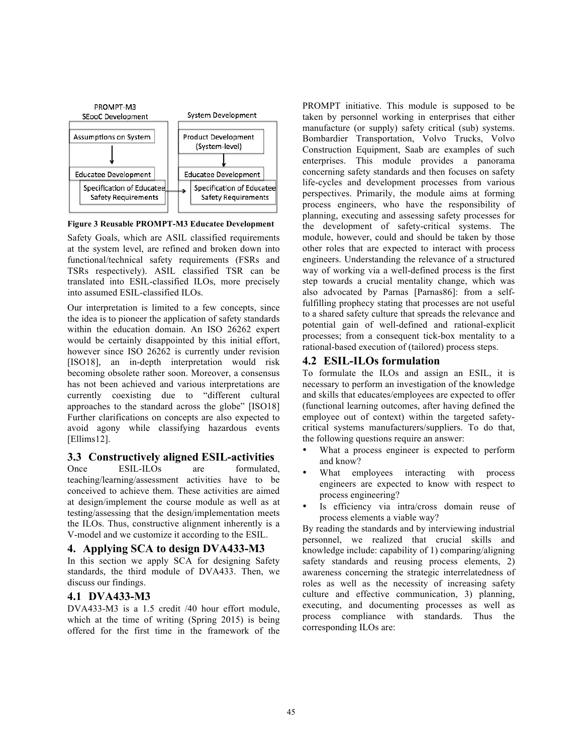PROMPT-M3
SEooC Development

Assumptions on System

Educatee Development

Specification of Educatee Safety Requirements

System Development

Product Development (System-level)

Educatee Development

Specification of Educatee Safety Requirements

**Figure 3 Reusable PROMPT-M3 Educatee Development**

Safety Goals, which are ASIL classified requirements at the system level, are refined and broken down into functional/technical safety requirements (FSRs and TSRs respectively). ASIL classified TSR can be translated into ESIL-classified ILOs, more precisely into assumed ESIL-classified ILOs.

Our interpretation is limited to a few concepts, since the idea is to pioneer the application of safety standards within the education domain. An ISO 26262 expert would be certainly disappointed by this initial effort, however since ISO 26262 is currently under revision [ISO18], an in-depth interpretation would risk becoming obsolete rather soon. Moreover, a consensus has not been achieved and various interpretations are currently coexisting due to "different cultural approaches to the standard across the globe" [ISO18] Further clarifications on concepts are also expected to avoid agony while classifying hazardous events [Ellims12].

## 3.3 Constructively aligned ESIL-activities

Once ESIL-ILOs are formulated, teaching/learning/assessment activities have to be conceived to achieve them. These activities are aimed at design/implement the course module as well as at testing/assessing that the design/implementation meets the ILOs. Thus, constructive alignment inherently is a V-model and we customize it according to the ESIL.

# 4. Applying SCA to design DVA433-M3

In this section we apply SCA for designing Safety standards, the third module of DVA433. Then, we discuss our findings.

## 4.1 DVA433-M3

DVA433-M3 is a 1.5 credit /40 hour effort module, which at the time of writing (Spring 2015) is being offered for the first time in the framework of the PROMPT initiative. This module is supposed to be taken by personnel working in enterprises that either manufacture (or supply) safety critical (sub) systems. Bombardier Transportation, Volvo Trucks, Volvo Construction Equipment, Saab are examples of such enterprises. This module provides a panorama concerning safety standards and then focuses on safety life-cycles and development processes from various perspectives. Primarily, the module aims at forming process engineers, who have the responsibility of planning, executing and assessing safety processes for the development of safety-critical systems. The module, however, could and should be taken by those other roles that are expected to interact with process engineers. Understanding the relevance of a structured way of working via a well-defined process is the first step towards a crucial mentality change, which was also advocated by Parnas [Parnas86]: from a self-fulfilling prophecy stating that processes are not useful to a shared safety culture that spreads the relevance and potential gain of well-defined and rational-explicit processes; from a consequent tick-box mentality to a rational-based execution of (tailored) process steps.

## 4.2 ESIL-ILOs formulation

To formulate the ILOs and assign an ESIL, it is necessary to perform an investigation of the knowledge and skills that educates/employees are expected to offer (functional learning outcomes, after having defined the employee out of context) within the targeted safety-critical systems manufacturers/suppliers. To do that, the following questions require an answer:

- What a process engineer is expected to perform and know?
- What employees interacting with process engineers are expected to know with respect to process engineering?
- Is efficiency via intra/cross domain reuse of process elements a viable way?

By reading the standards and by interviewing industrial personnel, we realized that crucial skills and knowledge include: capability of 1) comparing/aligning safety standards and reusing process elements, 2) awareness concerning the strategic interrelatedness of roles as well as the necessity of increasing safety culture and effective communication, 3) planning, executing, and documenting processes as well as process compliance with standards. Thus the corresponding ILOs are: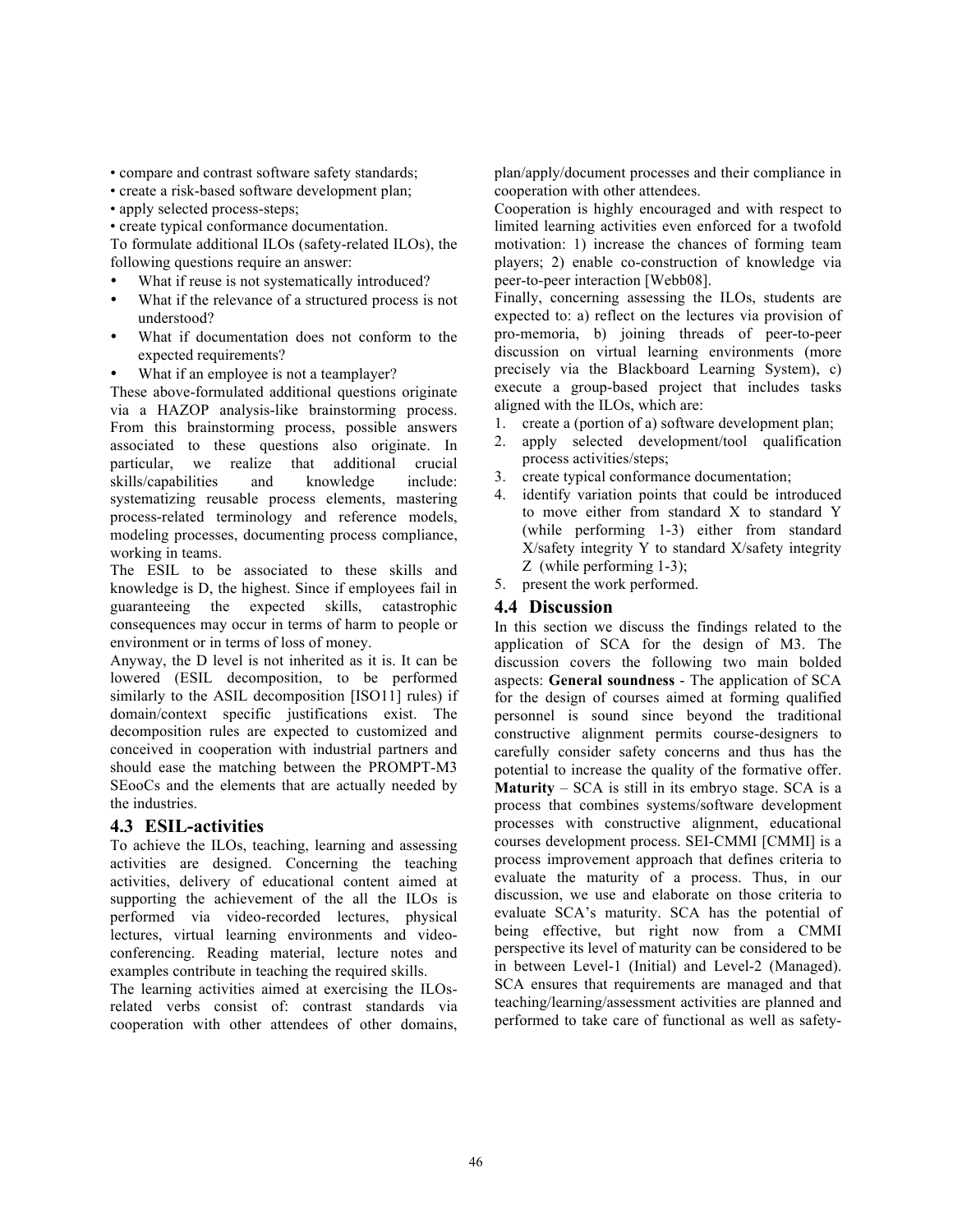• compare and contrast software safety standards;
• create a risk-based software development plan;
• apply selected process-steps;
• create typical conformance documentation.

To formulate additional ILOs (safety-related ILOs), the following questions require an answer:

- What if reuse is not systematically introduced?
- What if the relevance of a structured process is not understood?
- What if documentation does not conform to the expected requirements?
- What if an employee is not a teamplayer?

These above-formulated additional questions originate via a HAZOP analysis-like brainstorming process. From this brainstorming process, possible answers associated to these questions also originate. In particular, we realize that additional crucial skills/capabilities and knowledge include: systematizing reusable process elements, mastering process-related terminology and reference models, modeling processes, documenting process compliance, working in teams.

The ESIL to be associated to these skills and knowledge is D, the highest. Since if employees fail in guaranteeing the expected skills, catastrophic consequences may occur in terms of harm to people or environment or in terms of loss of money.

Anyway, the D level is not inherited as it is. It can be lowered (ESIL decomposition, to be performed similarly to the ASIL decomposition [ISO11] rules) if domain/context specific justifications exist. The decomposition rules are expected to customized and conceived in cooperation with industrial partners and should ease the matching between the PROMPT-M3 SEooCs and the elements that are actually needed by the industries.

## 4.3 ESIL-activities

To achieve the ILOs, teaching, learning and assessing activities are designed. Concerning the teaching activities, delivery of educational content aimed at supporting the achievement of the all the ILOs is performed via video-recorded lectures, physical lectures, virtual learning environments and video-conferencing. Reading material, lecture notes and examples contribute in teaching the required skills.

The learning activities aimed at exercising the ILOs-related verbs consist of: contrast standards via cooperation with other attendees of other domains, plan/apply/document processes and their compliance in cooperation with other attendees.

Cooperation is highly encouraged and with respect to limited learning activities even enforced for a twofold motivation: 1) increase the chances of forming team players; 2) enable co-construction of knowledge via peer-to-peer interaction [Webb08].

Finally, concerning assessing the ILOs, students are expected to: a) reflect on the lectures via provision of pro-memoria, b) joining threads of peer-to-peer discussion on virtual learning environments (more precisely via the Blackboard Learning System), c) execute a group-based project that includes tasks aligned with the ILOs, which are:

1. create a (portion of a) software development plan;
2. apply selected development/tool qualification process activities/steps;
3. create typical conformance documentation;
4. identify variation points that could be introduced to move either from standard X to standard Y (while performing 1-3) either from standard X/safety integrity Y to standard X/safety integrity Z (while performing 1-3);
5. present the work performed.

## 4.4 Discussion

In this section we discuss the findings related to the application of SCA for the design of M3. The discussion covers the following two main bolded aspects: **General soundness** - The application of SCA for the design of courses aimed at forming qualified personnel is sound since beyond the traditional constructive alignment permits course-designers to carefully consider safety concerns and thus has the potential to increase the quality of the formative offer.

**Maturity** – SCA is still in its embryo stage. SCA is a process that combines systems/software development processes with constructive alignment, educational courses development process. SEI-CMMI [CMMI] is a process improvement approach that defines criteria to evaluate the maturity of a process. Thus, in our discussion, we use and elaborate on those criteria to evaluate SCA's maturity. SCA has the potential of being effective, but right now from a CMMI perspective its level of maturity can be considered to be in between Level-1 (Initial) and Level-2 (Managed). SCA ensures that requirements are managed and that teaching/learning/assessment activities are planned and performed to take care of functional as well as safety-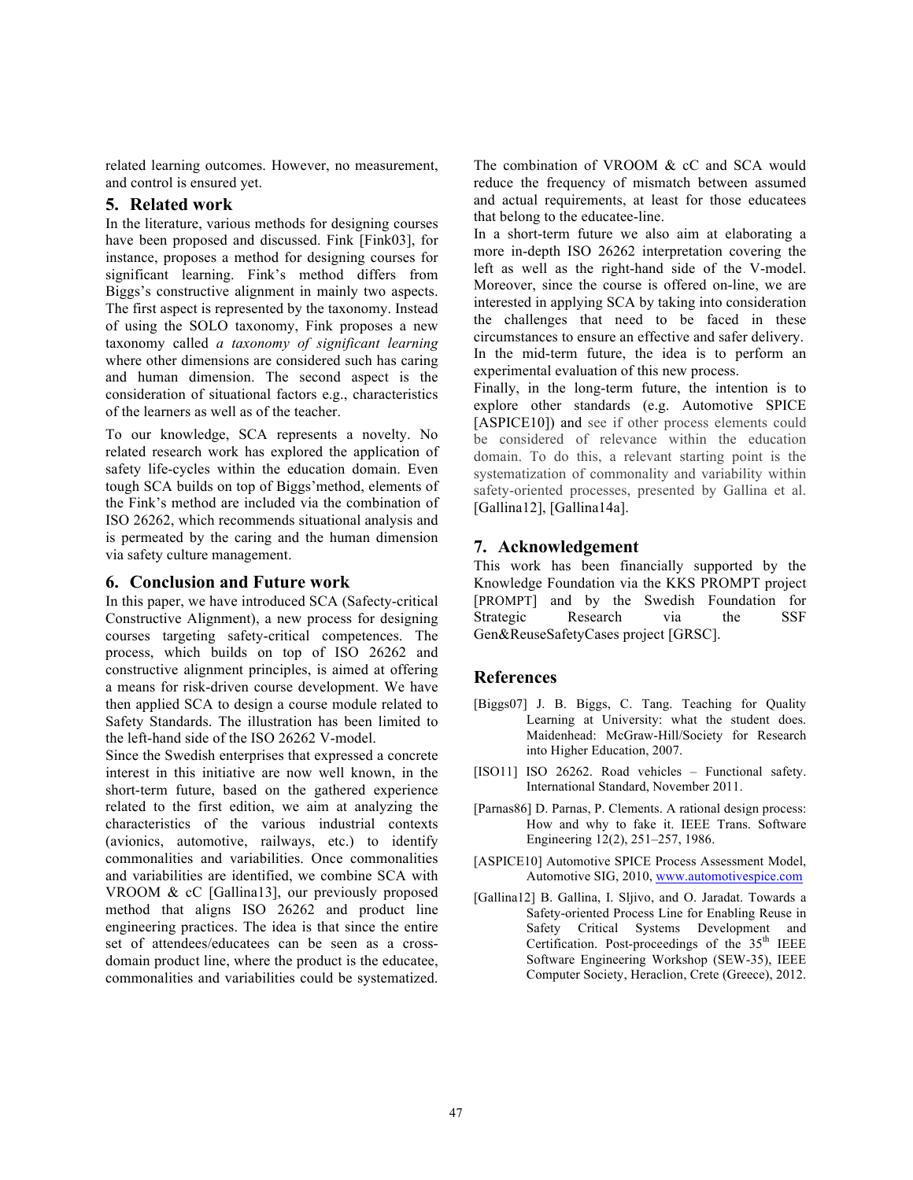related learning outcomes. However, no measurement, and control is ensured yet.

## 5. Related work

In the literature, various methods for designing courses have been proposed and discussed. Fink [Fink03], for instance, proposes a method for designing courses for significant learning. Fink's method differs from Biggs's constructive alignment in mainly two aspects. The first aspect is represented by the taxonomy. Instead of using the SOLO taxonomy, Fink proposes a new taxonomy called *a taxonomy of significant learning* where other dimensions are considered such has caring and human dimension. The second aspect is the consideration of situational factors e.g., characteristics of the learners as well as of the teacher.

To our knowledge, SCA represents a novelty. No related research work has explored the application of safety life-cycles within the education domain. Even tough SCA builds on top of Biggs'method, elements of the Fink's method are included via the combination of ISO 26262, which recommends situational analysis and is permeated by the caring and the human dimension via safety culture management.

## 6. Conclusion and Future work

In this paper, we have introduced SCA (Safecty-critical Constructive Alignment), a new process for designing courses targeting safety-critical competences. The process, which builds on top of ISO 26262 and constructive alignment principles, is aimed at offering a means for risk-driven course development. We have then applied SCA to design a course module related to Safety Standards. The illustration has been limited to the left-hand side of the ISO 26262 V-model.

Since the Swedish enterprises that expressed a concrete interest in this initiative are now well known, in the short-term future, based on the gathered experience related to the first edition, we aim at analyzing the characteristics of the various industrial contexts (avionics, automotive, railways, etc.) to identify commonalities and variabilities. Once commonalities and variabilities are identified, we combine SCA with VROOM & cC [Gallina13], our previously proposed method that aligns ISO 26262 and product line engineering practices. The idea is that since the entire set of attendees/educatees can be seen as a cross-domain product line, where the product is the educatee, commonalities and variabilities could be systematized. The combination of VROOM & cC and SCA would reduce the frequency of mismatch between assumed and actual requirements, at least for those educatees that belong to the educatee-line.

In a short-term future we also aim at elaborating a more in-depth ISO 26262 interpretation covering the left as well as the right-hand side of the V-model. Moreover, since the course is offered on-line, we are interested in applying SCA by taking into consideration the challenges that need to be faced in these circumstances to ensure an effective and safer delivery.

In the mid-term future, the idea is to perform an experimental evaluation of this new process.

Finally, in the long-term future, the intention is to explore other standards (e.g. Automotive SPICE [ASPICE10]) and see if other process elements could be considered of relevance within the education domain. To do this, a relevant starting point is the systematization of commonality and variability within safety-oriented processes, presented by Gallina et al. [Gallina12], [Gallina14a].

## 7. Acknowledgement

This work has been financially supported by the Knowledge Foundation via the KKS PROMPT project [PROMPT] and by the Swedish Foundation for Strategic Research via the SSF Gen&ReuseSafetyCases project [GRSC].

## References

[Biggs07] J. B. Biggs, C. Tang. Teaching for Quality Learning at University: what the student does. Maidenhead: McGraw-Hill/Society for Research into Higher Education, 2007.

[ISO11] ISO 26262. Road vehicles – Functional safety. International Standard, November 2011.

[Parnas86] D. Parnas, P. Clements. A rational design process: How and why to fake it. IEEE Trans. Software Engineering 12(2), 251–257, 1986.

[ASPICE10] Automotive SPICE Process Assessment Model, Automotive SIG, 2010, www.automotivespice.com

[Gallina12] B. Gallina, I. Sljivo, and O. Jaradat. Towards a Safety-oriented Process Line for Enabling Reuse in Safety Critical Systems Development and Certification. Post-proceedings of the 35th IEEE Software Engineering Workshop (SEW-35), IEEE Computer Society, Heraclion, Crete (Greece), 2012.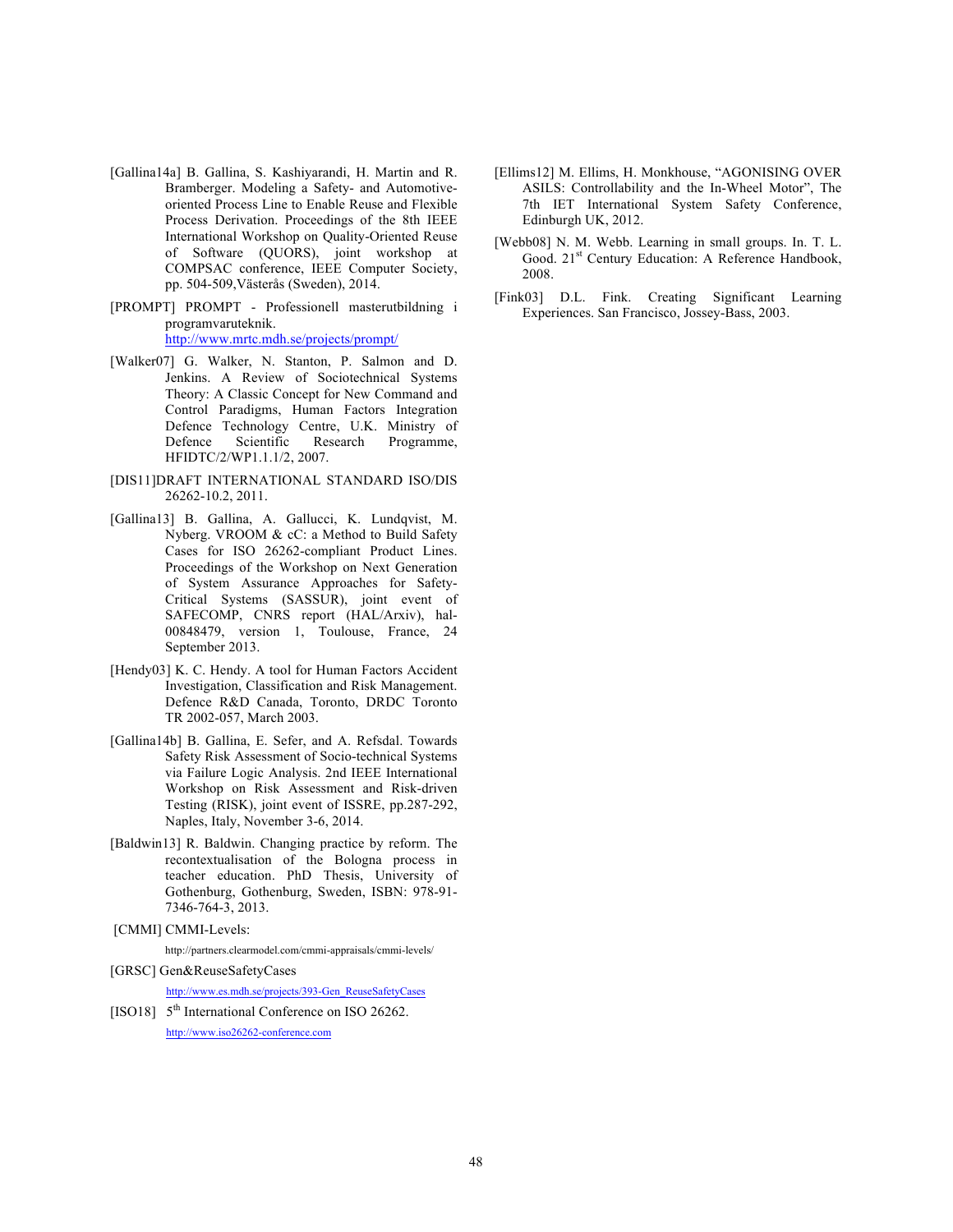[Gallina14a] B. Gallina, S. Kashiyarandi, H. Martin and R. Bramberger. Modeling a Safety- and Automotive-oriented Process Line to Enable Reuse and Flexible Process Derivation. Proceedings of the 8th IEEE International Workshop on Quality-Oriented Reuse of Software (QUORS), joint workshop at COMPSAC conference, IEEE Computer Society, pp. 504-509,Västerås (Sweden), 2014.

[PROMPT] PROMPT - Professionell masterutbildning i programvaruteknik. http://www.mrtc.mdh.se/projects/prompt/

[Walker07] G. Walker, N. Stanton, P. Salmon and D. Jenkins. A Review of Sociotechnical Systems Theory: A Classic Concept for New Command and Control Paradigms, Human Factors Integration Defence Technology Centre, U.K. Ministry of Defence Scientific Research Programme, HFIDTC/2/WP1.1.1/2, 2007.

[DIS11]DRAFT INTERNATIONAL STANDARD ISO/DIS 26262-10.2, 2011.

[Gallina13] B. Gallina, A. Gallucci, K. Lundqvist, M. Nyberg. VROOM & cC: a Method to Build Safety Cases for ISO 26262-compliant Product Lines. Proceedings of the Workshop on Next Generation of System Assurance Approaches for Safety-Critical Systems (SASSUR), joint event of SAFECOMP, CNRS report (HAL/Arxiv), hal-00848479, version 1, Toulouse, France, 24 September 2013.

[Hendy03] K. C. Hendy. A tool for Human Factors Accident Investigation, Classification and Risk Management. Defence R&D Canada, Toronto, DRDC Toronto TR 2002-057, March 2003.

[Gallina14b] B. Gallina, E. Sefer, and A. Refsdal. Towards Safety Risk Assessment of Socio-technical Systems via Failure Logic Analysis. 2nd IEEE International Workshop on Risk Assessment and Risk-driven Testing (RISK), joint event of ISSRE, pp.287-292, Naples, Italy, November 3-6, 2014.

[Baldwin13] R. Baldwin. Changing practice by reform. The recontextualisation of the Bologna process in teacher education. PhD Thesis, University of Gothenburg, Gothenburg, Sweden, ISBN: 978-91-7346-764-3, 2013.

[CMMI] CMMI-Levels: http://partners.clearmodel.com/cmmi-appraisals/cmmi-levels/

[GRSC] Gen&ReuseSafetyCases http://www.es.mdh.se/projects/393-Gen_ReuseSafetyCases

[ISO18] 5th International Conference on ISO 26262. http://www.iso26262-conference.com

[Ellims12] M. Ellims, H. Monkhouse, "AGONISING OVER ASILS: Controllability and the In-Wheel Motor", The 7th IET International System Safety Conference, Edinburgh UK, 2012.

[Webb08] N. M. Webb. Learning in small groups. In. T. L. Good. 21st Century Education: A Reference Handbook, 2008.

[Fink03] D.L. Fink. Creating Significant Learning Experiences. San Francisco, Jossey-Bass, 2003.